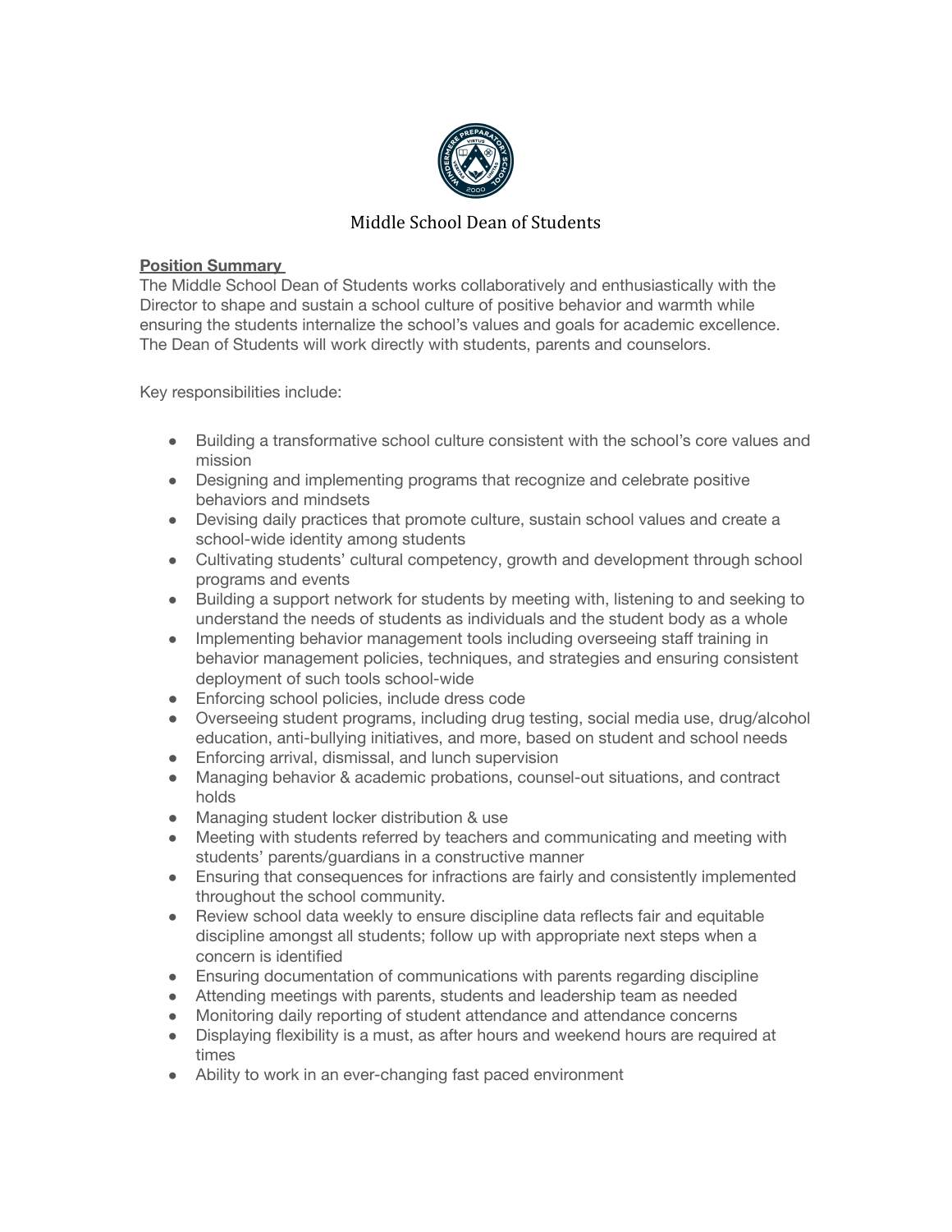# Middle School Dean of Students

**Position Summary**

The Middle School Dean of Students works collaboratively and enthusiastically with the Director to shape and sustain a school culture of positive behavior and warmth while ensuring the students internalize the school's values and goals for academic excellence. The Dean of Students will work directly with students, parents and counselors.

Key responsibilities include:

- Building a transformative school culture consistent with the school's core values and mission
- Designing and implementing programs that recognize and celebrate positive behaviors and mindsets
- Devising daily practices that promote culture, sustain school values and create a school-wide identity among students
- Cultivating students' cultural competency, growth and development through school programs and events
- Building a support network for students by meeting with, listening to and seeking to understand the needs of students as individuals and the student body as a whole
- Implementing behavior management tools including overseeing staff training in behavior management policies, techniques, and strategies and ensuring consistent deployment of such tools school-wide
- Enforcing school policies, include dress code
- Overseeing student programs, including drug testing, social media use, drug/alcohol education, anti-bullying initiatives, and more, based on student and school needs
- Enforcing arrival, dismissal, and lunch supervision
- Managing behavior & academic probations, counsel-out situations, and contract holds
- Managing student locker distribution & use
- Meeting with students referred by teachers and communicating and meeting with students' parents/guardians in a constructive manner
- Ensuring that consequences for infractions are fairly and consistently implemented throughout the school community.
- Review school data weekly to ensure discipline data reflects fair and equitable discipline amongst all students; follow up with appropriate next steps when a concern is identified
- Ensuring documentation of communications with parents regarding discipline
- Attending meetings with parents, students and leadership team as needed
- Monitoring daily reporting of student attendance and attendance concerns
- Displaying flexibility is a must, as after hours and weekend hours are required at times
- Ability to work in an ever-changing fast paced environment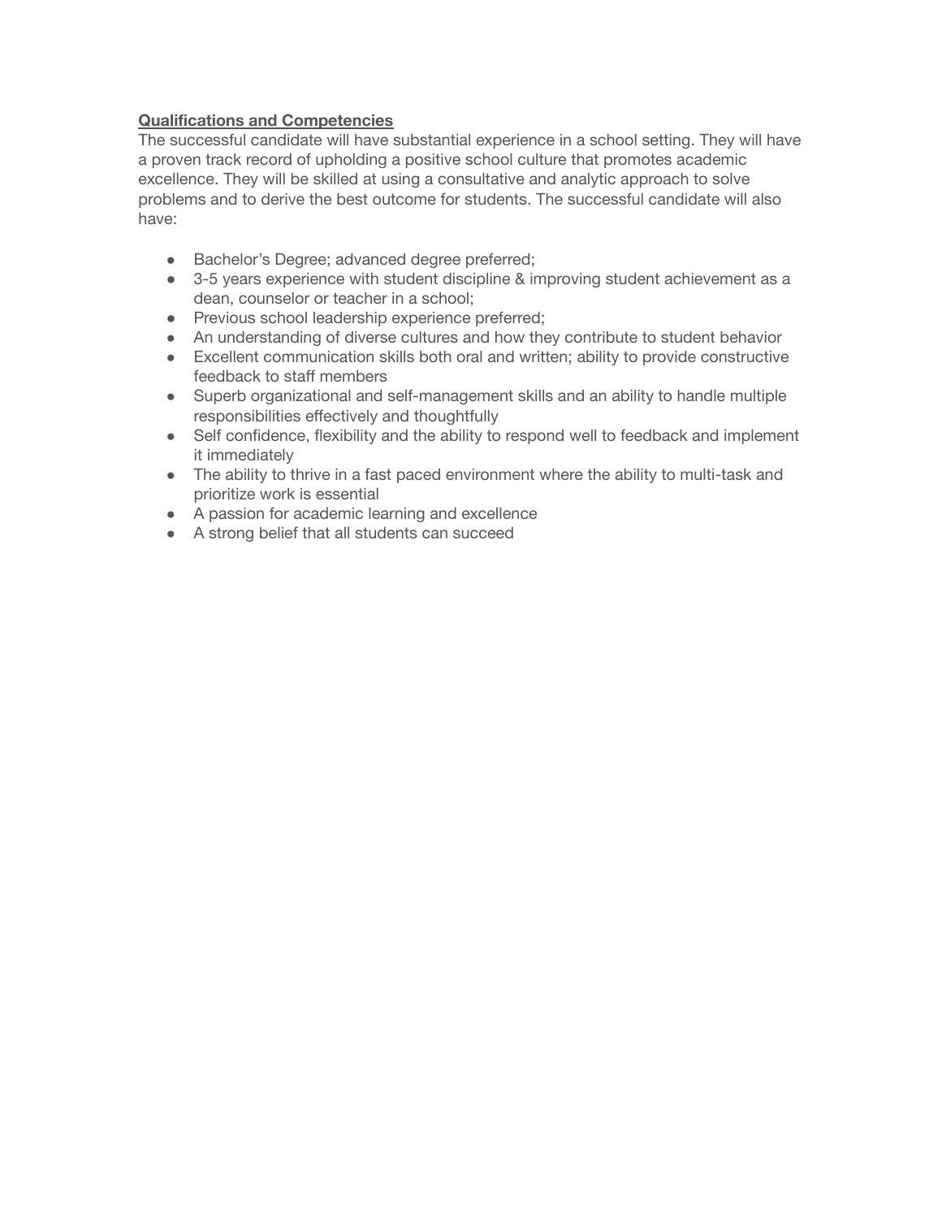**Qualifications and Competencies**

The successful candidate will have substantial experience in a school setting. They will have a proven track record of upholding a positive school culture that promotes academic excellence. They will be skilled at using a consultative and analytic approach to solve problems and to derive the best outcome for students. The successful candidate will also have:

- Bachelor's Degree; advanced degree preferred;
- 3-5 years experience with student discipline & improving student achievement as a dean, counselor or teacher in a school;
- Previous school leadership experience preferred;
- An understanding of diverse cultures and how they contribute to student behavior
- Excellent communication skills both oral and written; ability to provide constructive feedback to staff members
- Superb organizational and self-management skills and an ability to handle multiple responsibilities effectively and thoughtfully
- Self confidence, flexibility and the ability to respond well to feedback and implement it immediately
- The ability to thrive in a fast paced environment where the ability to multi-task and prioritize work is essential
- A passion for academic learning and excellence
- A strong belief that all students can succeed